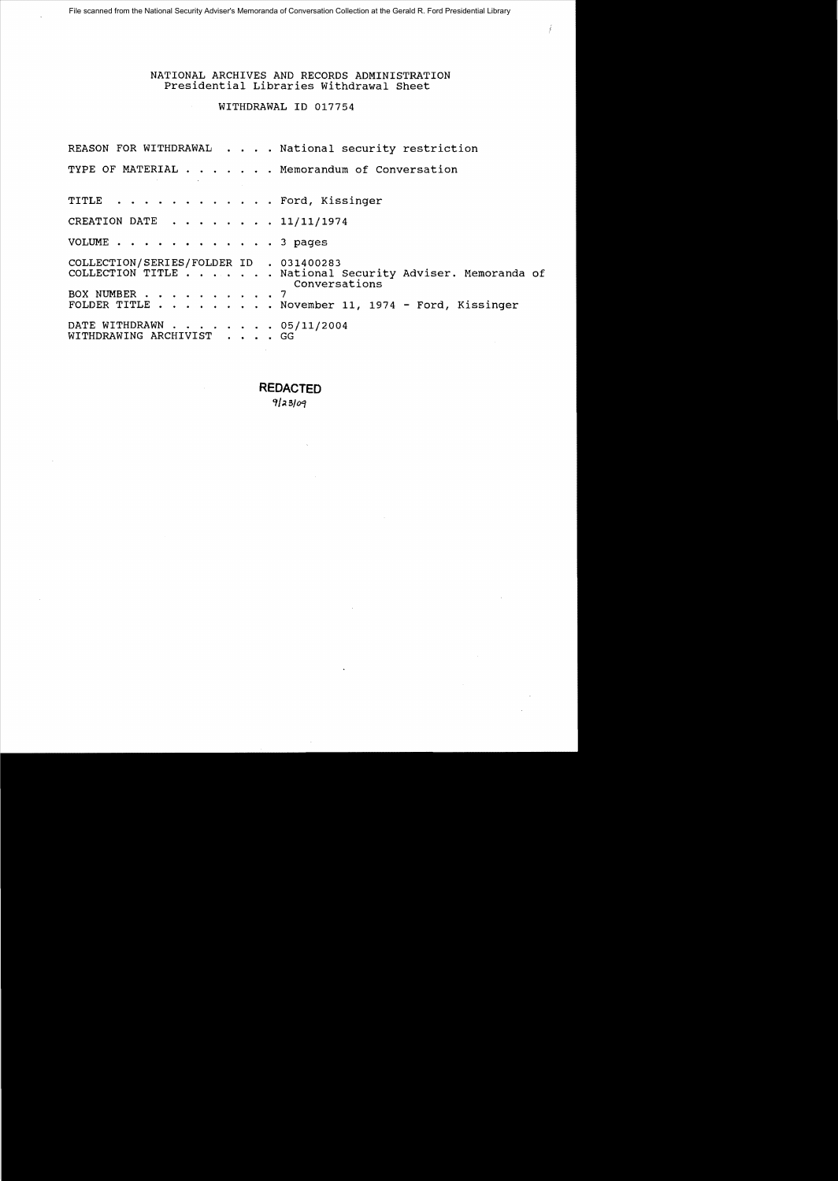File scanned from the National Security Adviser's Memoranda of Conversation Collection at the Gerald R. Ford Presidential Library

NATIONAL ARCHIVES AND RECORDS ADMINISTRATION
Presidential Libraries Withdrawal Sheet

WITHDRAWAL ID 017754

REASON FOR WITHDRAWAL . . . . National security restriction

TYPE OF MATERIAL . . . . . . . Memorandum of Conversation

TITLE . . . . . . . . . . . . Ford, Kissinger

CREATION DATE . . . . . . . . 11/11/1974

VOLUME . . . . . . . . . . . . 3 pages

COLLECTION/SERIES/FOLDER ID . 031400283
COLLECTION TITLE . . . . . . . National Security Adviser. Memoranda of Conversations
BOX NUMBER . . . . . . . . . . 7
FOLDER TITLE . . . . . . . . . November 11, 1974 - Ford, Kissinger

DATE WITHDRAWN . . . . . . . . 05/11/2004
WITHDRAWING ARCHIVIST . . . . GG

**REDACTED**
9/23/09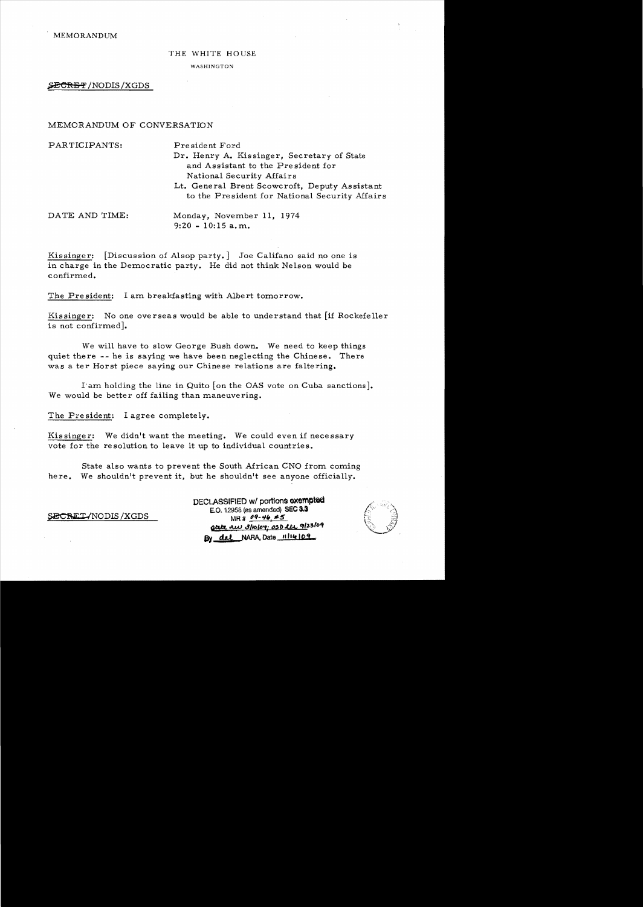MEMORANDUM

THE WHITE HOUSE

WASHINGTON

~~SECRET~~/NODIS/XGDS

MEMORANDUM OF CONVERSATION

PARTICIPANTS: President Ford
Dr. Henry A. Kissinger, Secretary of State and Assistant to the President for National Security Affairs
Lt. General Brent Scowcroft, Deputy Assistant to the President for National Security Affairs

DATE AND TIME: Monday, November 11, 1974
9:20 - 10:15 a.m.

Kissinger: [Discussion of Alsop party.] Joe Califano said no one is in charge in the Democratic party. He did not think Nelson would be confirmed.

The President: I am breakfasting with Albert tomorrow.

Kissinger: No one overseas would be able to understand that [if Rockefeller is not confirmed].

We will have to slow George Bush down. We need to keep things quiet there -- he is saying we have been neglecting the Chinese. There was a ter Horst piece saying our Chinese relations are faltering.

I am holding the line in Quito [on the OAS vote on Cuba sanctions]. We would be better off failing than maneuvering.

The President: I agree completely.

Kissinger: We didn't want the meeting. We could even if necessary vote for the resolution to leave it up to individual countries.

State also wants to prevent the South African CNO from coming here. We shouldn't prevent it, but he shouldn't see anyone officially.

~~SECRET~~/NODIS/XGDS

DECLASSIFIED w/ portions exempted
E.O. 12958 (as amended) SEC 3.3
MR # 09-46, #5
State rev 3/10/04; OSD rev 9/23/09
By dal NARA, Date 11/14/09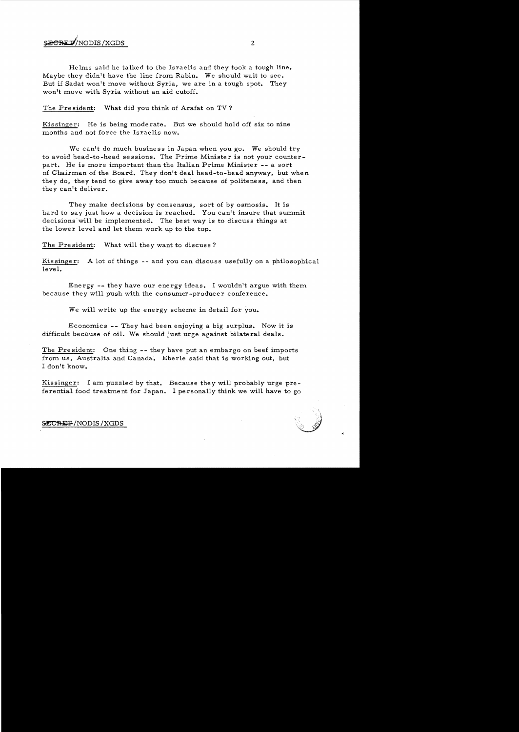Helms said he talked to the Israelis and they took a tough line. Maybe they didn't have the line from Rabin. We should wait to see. But if Sadat won't move without Syria, we are in a tough spot. They won't move with Syria without an aid cutoff.

The President: What did you think of Arafat on TV?

Kissinger: He is being moderate. But we should hold off six to nine months and not force the Israelis now.

We can't do much business in Japan when you go. We should try to avoid head-to-head sessions. The Prime Minister is not your counterpart. He is more important than the Italian Prime Minister -- a sort of Chairman of the Board. They don't deal head-to-head anyway, but when they do, they tend to give away too much because of politeness, and then they can't deliver.

They make decisions by consensus, sort of by osmosis. It is hard to say just how a decision is reached. You can't insure that summit decisions will be implemented. The best way is to discuss things at the lower level and let them work up to the top.

The President: What will they want to discuss?

Kissinger: A lot of things -- and you can discuss usefully on a philosophical level.

Energy -- they have our energy ideas. I wouldn't argue with them because they will push with the consumer-producer conference.

We will write up the energy scheme in detail for you.

Economics -- They had been enjoying a big surplus. Now it is difficult because of oil. We should just urge against bilateral deals.

The President: One thing -- they have put an embargo on beef imports from us, Australia and Canada. Eberle said that is working out, but I don't know.

Kissinger: I am puzzled by that. Because they will probably urge preferential food treatment for Japan. I personally think we will have to go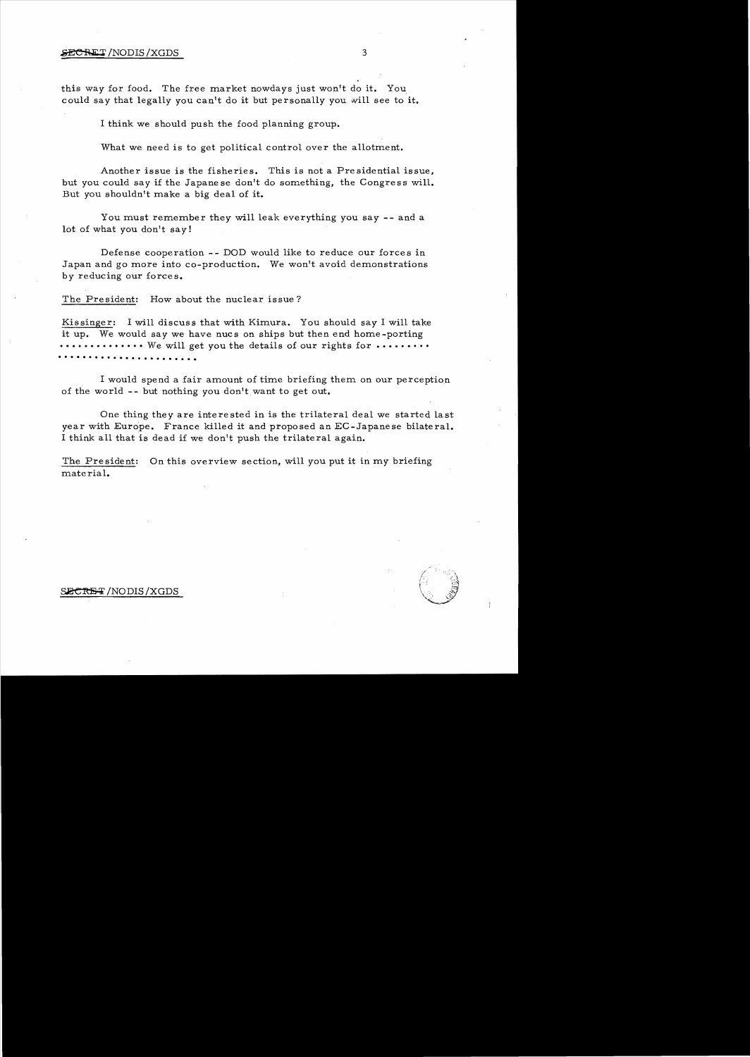this way for food. The free market nowdays just won't do it. You could say that legally you can't do it but personally you will see to it.

I think we should push the food planning group.

What we need is to get political control over the allotment.

Another issue is the fisheries. This is not a Presidential issue, but you could say if the Japanese don't do something, the Congress will. But you shouldn't make a big deal of it.

You must remember they will leak everything you say -- and a lot of what you don't say!

Defense cooperation -- DOD would like to reduce our forces in Japan and go more into co-production. We won't avoid demonstrations by reducing our forces.

The President: How about the nuclear issue?

Kissinger: I will discuss that with Kimura. You should say I will take it up. We would say we have nucs on ships but then end home-porting ............. We will get you the details of our rights for .........
.....................

I would spend a fair amount of time briefing them on our perception of the world -- but nothing you don't want to get out.

One thing they are interested in is the trilateral deal we started last year with Europe. France killed it and proposed an EC-Japanese bilateral. I think all that is dead if we don't push the trilateral again.

The President: On this overview section, will you put it in my briefing material.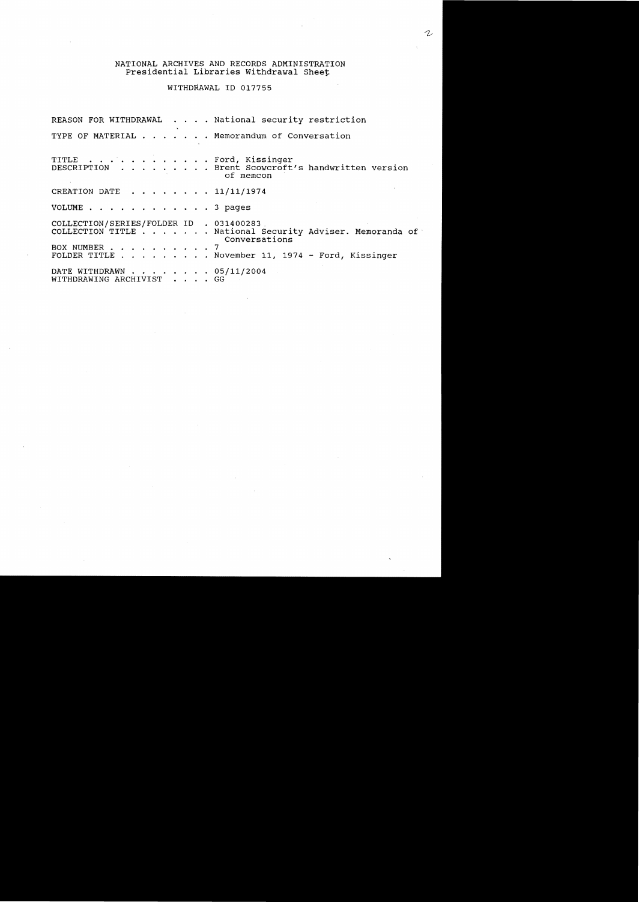NATIONAL ARCHIVES AND RECORDS ADMINISTRATION
Presidential Libraries Withdrawal Sheet

WITHDRAWAL ID 017755

REASON FOR WITHDRAWAL . . . . National security restriction

TYPE OF MATERIAL . . . . . . . Memorandum of Conversation

TITLE . . . . . . . . . . . . Ford, Kissinger
DESCRIPTION . . . . . . . . . Brent Scowcroft's handwritten version of memcon

CREATION DATE . . . . . . . . 11/11/1974

VOLUME . . . . . . . . . . . . 3 pages

COLLECTION/SERIES/FOLDER ID . 031400283
COLLECTION TITLE . . . . . . . National Security Adviser. Memoranda of Conversations
BOX NUMBER . . . . . . . . . . 7
FOLDER TITLE . . . . . . . . . November 11, 1974 - Ford, Kissinger

DATE WITHDRAWN . . . . . . . . 05/11/2004
WITHDRAWING ARCHIVIST . . . . GG